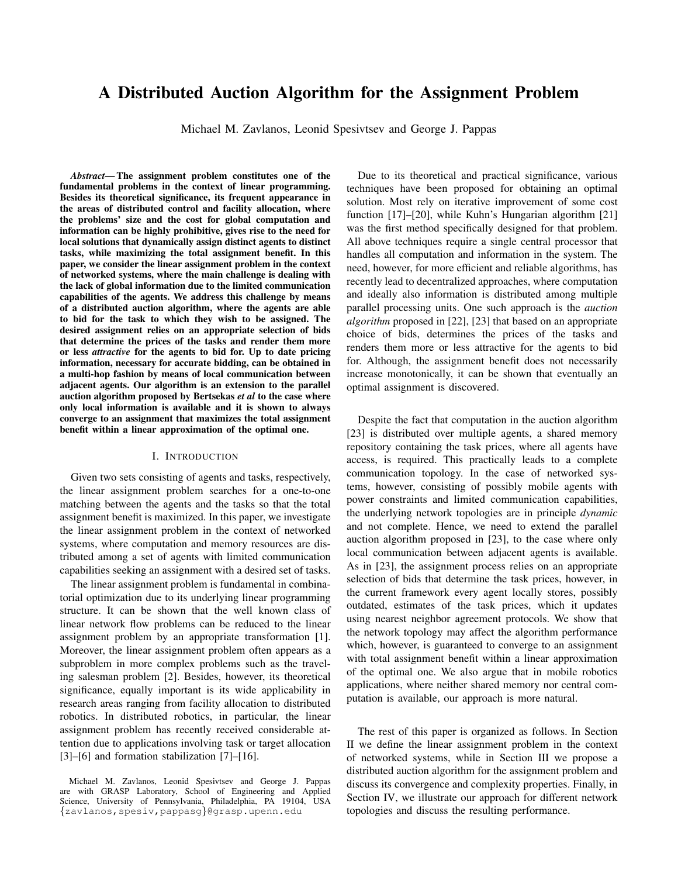# A Distributed Auction Algorithm for the Assignment Problem

Michael M. Zavlanos, Leonid Spesivtsev and George J. Pappas

***Abstract*— The assignment problem constitutes one of the fundamental problems in the context of linear programming. Besides its theoretical significance, its frequent appearance in the areas of distributed control and facility allocation, where the problems' size and the cost for global computation and information can be highly prohibitive, gives rise to the need for local solutions that dynamically assign distinct agents to distinct tasks, while maximizing the total assignment benefit. In this paper, we consider the linear assignment problem in the context of networked systems, where the main challenge is dealing with the lack of global information due to the limited communication capabilities of the agents. We address this challenge by means of a distributed auction algorithm, where the agents are able to bid for the task to which they wish to be assigned. The desired assignment relies on an appropriate selection of bids that determine the prices of the tasks and render them more or less *attractive* for the agents to bid for. Up to date pricing information, necessary for accurate bidding, can be obtained in a multi-hop fashion by means of local communication between adjacent agents. Our algorithm is an extension to the parallel auction algorithm proposed by Bertsekas *et al* to the case where only local information is available and it is shown to always converge to an assignment that maximizes the total assignment benefit within a linear approximation of the optimal one.**

## I. Introduction

Given two sets consisting of agents and tasks, respectively, the linear assignment problem searches for a one-to-one matching between the agents and the tasks so that the total assignment benefit is maximized. In this paper, we investigate the linear assignment problem in the context of networked systems, where computation and memory resources are distributed among a set of agents with limited communication capabilities seeking an assignment with a desired set of tasks.

The linear assignment problem is fundamental in combinatorial optimization due to its underlying linear programming structure. It can be shown that the well known class of linear network flow problems can be reduced to the linear assignment problem by an appropriate transformation [1]. Moreover, the linear assignment problem often appears as a subproblem in more complex problems such as the traveling salesman problem [2]. Besides, however, its theoretical significance, equally important is its wide applicability in research areas ranging from facility allocation to distributed robotics. In distributed robotics, in particular, the linear assignment problem has recently received considerable attention due to applications involving task or target allocation [3]–[6] and formation stabilization [7]–[16].

Due to its theoretical and practical significance, various techniques have been proposed for obtaining an optimal solution. Most rely on iterative improvement of some cost function [17]–[20], while Kuhn's Hungarian algorithm [21] was the first method specifically designed for that problem. All above techniques require a single central processor that handles all computation and information in the system. The need, however, for more efficient and reliable algorithms, has recently lead to decentralized approaches, where computation and ideally also information is distributed among multiple parallel processing units. One such approach is the *auction algorithm* proposed in [22], [23] that based on an appropriate choice of bids, determines the prices of the tasks and renders them more or less attractive for the agents to bid for. Although, the assignment benefit does not necessarily increase monotonically, it can be shown that eventually an optimal assignment is discovered.

Despite the fact that computation in the auction algorithm [23] is distributed over multiple agents, a shared memory repository containing the task prices, where all agents have access, is required. This practically leads to a complete communication topology. In the case of networked systems, however, consisting of possibly mobile agents with power constraints and limited communication capabilities, the underlying network topologies are in principle *dynamic* and not complete. Hence, we need to extend the parallel auction algorithm proposed in [23], to the case where only local communication between adjacent agents is available. As in [23], the assignment process relies on an appropriate selection of bids that determine the task prices, however, in the current framework every agent locally stores, possibly outdated, estimates of the task prices, which it updates using nearest neighbor agreement protocols. We show that the network topology may affect the algorithm performance which, however, is guaranteed to converge to an assignment with total assignment benefit within a linear approximation of the optimal one. We also argue that in mobile robotics applications, where neither shared memory nor central computation is available, our approach is more natural.

The rest of this paper is organized as follows. In Section II we define the linear assignment problem in the context of networked systems, while in Section III we propose a distributed auction algorithm for the assignment problem and discuss its convergence and complexity properties. Finally, in Section IV, we illustrate our approach for different network topologies and discuss the resulting performance.

Michael M. Zavlanos, Leonid Spesivtsev and George J. Pappas are with GRASP Laboratory, School of Engineering and Applied Science, University of Pennsylvania, Philadelphia, PA 19104, USA {zavlanos,spesiv,pappasg}@grasp.upenn.edu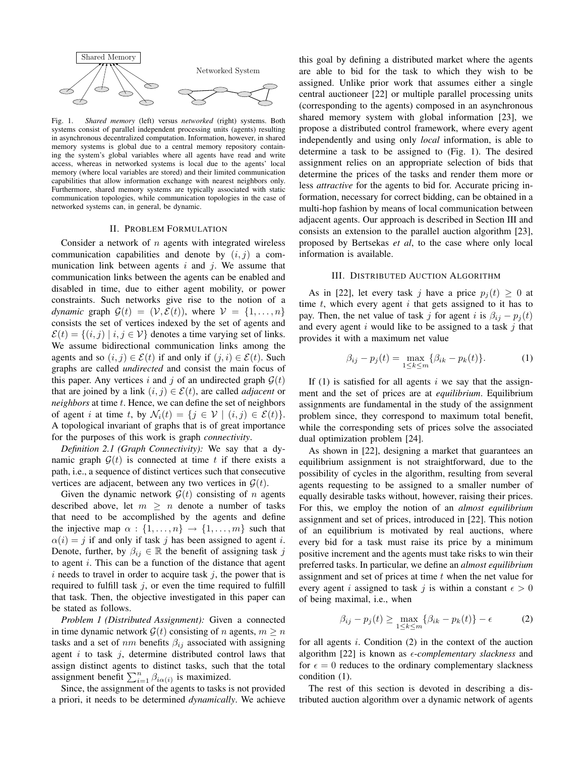Fig. 1. *Shared memory* (left) versus *networked* (right) systems. Both systems consist of parallel independent processing units (agents) resulting in asynchronous decentralized computation. Information, however, in shared memory systems is global due to a central memory repository containing the system's global variables where all agents have read and write access, whereas in networked systems is local due to the agents' local memory (where local variables are stored) and their limited communication capabilities that allow information exchange with nearest neighbors only. Furthermore, shared memory systems are typically associated with static communication topologies, while communication topologies in the case of networked systems can, in general, be dynamic.

## II. Problem Formulation

Consider a network of $n$ agents with integrated wireless communication capabilities and denote by $(i, j)$ a communication link between agents $i$ and $j$. We assume that communication links between the agents can be enabled and disabled in time, due to either agent mobility, or power constraints. Such networks give rise to the notion of a *dynamic* graph $\mathcal{G}(t) = (\mathcal{V}, \mathcal{E}(t))$, where $\mathcal{V} = \{1, \dots, n\}$ consists the set of vertices indexed by the set of agents and $\mathcal{E}(t) = \{(i, j) \mid i, j \in \mathcal{V}\}$ denotes a time varying set of links. We assume bidirectional communication links among the agents and so $(i, j) \in \mathcal{E}(t)$ if and only if $(j, i) \in \mathcal{E}(t)$. Such graphs are called *undirected* and consist the main focus of this paper. Any vertices $i$ and $j$ of an undirected graph $\mathcal{G}(t)$ that are joined by a link $(i, j) \in \mathcal{E}(t)$, are called *adjacent* or *neighbors* at time $t$. Hence, we can define the set of neighbors of agent $i$ at time $t$, by $\mathcal{N}_i(t) = \{j \in \mathcal{V} \mid (i, j) \in \mathcal{E}(t)\}$. A topological invariant of graphs that is of great importance for the purposes of this work is graph *connectivity*.

*Definition 2.1 (Graph Connectivity):* We say that a dynamic graph $\mathcal{G}(t)$ is connected at time $t$ if there exists a path, i.e., a sequence of distinct vertices such that consecutive vertices are adjacent, between any two vertices in $\mathcal{G}(t)$.

Given the dynamic network $\mathcal{G}(t)$ consisting of $n$ agents described above, let $m \geq n$ denote a number of tasks that need to be accomplished by the agents and define the injective map $\alpha : \{1, \dots, n\} \to \{1, \dots, m\}$ such that $\alpha(i) = j$ if and only if task $j$ has been assigned to agent $i$. Denote, further, by $\beta_{ij} \in \mathbb{R}$ the benefit of assigning task $j$ to agent $i$. This can be a function of the distance that agent $i$ needs to travel in order to acquire task $j$, the power that is required to fulfill task $j$, or even the time required to fulfill that task. Then, the objective investigated in this paper can be stated as follows.

*Problem 1 (Distributed Assignment):* Given a connected in time dynamic network $\mathcal{G}(t)$ consisting of $n$ agents, $m \geq n$ tasks and a set of $nm$ benefits $\beta_{ij}$ associated with assigning agent $i$ to task $j$, determine distributed control laws that assign distinct agents to distinct tasks, such that the total assignment benefit $\sum_{i=1}^{n} \beta_{i\alpha(i)}$ is maximized.

Since, the assignment of the agents to tasks is not provided a priori, it needs to be determined *dynamically*. We achieve this goal by defining a distributed market where the agents are able to bid for the task to which they wish to be assigned. Unlike prior work that assumes either a single central auctioneer [22] or multiple parallel processing units (corresponding to the agents) composed in an asynchronous shared memory system with global information [23], we propose a distributed control framework, where every agent independently and using only *local* information, is able to determine a task to be assigned to (Fig. 1). The desired assignment relies on an appropriate selection of bids that determine the prices of the tasks and render them more or less *attractive* for the agents to bid for. Accurate pricing information, necessary for correct bidding, can be obtained in a multi-hop fashion by means of local communication between adjacent agents. Our approach is described in Section III and consists an extension to the parallel auction algorithm [23], proposed by Bertsekas *et al*, to the case where only local information is available.

## III. Distributed Auction Algorithm

As in [22], let every task $j$ have a price $p_j(t) \geq 0$ at time $t$, which every agent $i$ that gets assigned to it has to pay. Then, the net value of task $j$ for agent $i$ is $\beta_{ij} - p_j(t)$ and every agent $i$ would like to be assigned to a task $j$ that provides it with a maximum net value

$$\beta_{ij} - p_j(t) = \max_{1 \leq k \leq m} \{\beta_{ik} - p_k(t)\}. \tag{1}$$

If (1) is satisfied for all agents $i$ we say that the assignment and the set of prices are at *equilibrium*. Equilibrium assignments are fundamental in the study of the assignment problem since, they correspond to maximum total benefit, while the corresponding sets of prices solve the associated dual optimization problem [24].

As shown in [22], designing a market that guarantees an equilibrium assignment is not straightforward, due to the possibility of cycles in the algorithm, resulting from several agents requesting to be assigned to a smaller number of equally desirable tasks without, however, raising their prices. For this, we employ the notion of an *almost equilibrium* assignment and set of prices, introduced in [22]. This notion of an equilibrium is motivated by real auctions, where every bid for a task must raise its price by a minimum positive increment and the agents must take risks to win their preferred tasks. In particular, we define an *almost equilibrium* assignment and set of prices at time $t$ when the net value for every agent $i$ assigned to task $j$ is within a constant $\epsilon > 0$ of being maximal, i.e., when

$$\beta_{ij} - p_j(t) \geq \max_{1 \leq k \leq m} \{\beta_{ik} - p_k(t)\} - \epsilon \tag{2}$$

for all agents $i$. Condition (2) in the context of the auction algorithm [22] is known as $\epsilon$*-complementary slackness* and for $\epsilon = 0$ reduces to the ordinary complementary slackness condition (1).

The rest of this section is devoted in describing a distributed auction algorithm over a dynamic network of agents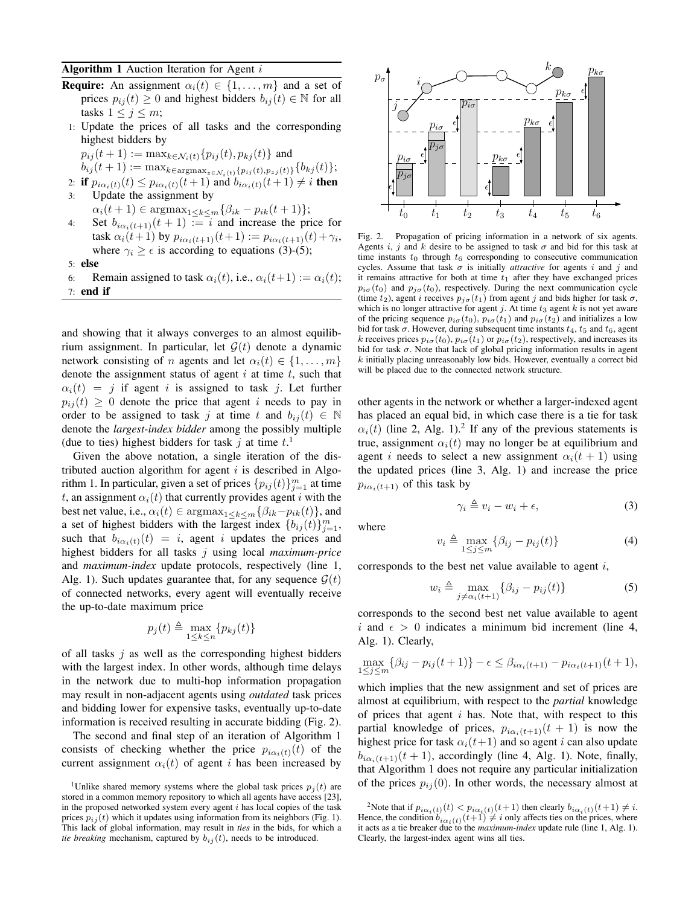**Algorithm 1** Auction Iteration for Agent $i$

**Require:** An assignment $\alpha_i(t) \in \{1, \dots, m\}$ and a set of prices $p_{ij}(t) \geq 0$ and highest bidders $b_{ij}(t) \in \mathbb{N}$ for all tasks $1 \leq j \leq m$;

1: Update the prices of all tasks and the corresponding highest bidders by
   $p_{ij}(t+1) := \max_{k \in \mathcal{N}_i(t)}\{p_{ij}(t), p_{kj}(t)\}$ and
   $b_{ij}(t+1) := \max_{k \in \text{argmax}_{z \in \mathcal{N}_i(t)}\{p_{ij}(t), p_{zj}(t)\}}\{b_{kj}(t)\}$;
2: **if** $p_{i\alpha_i(t)}(t) \leq p_{i\alpha_i(t)}(t+1)$ and $b_{i\alpha_i(t)}(t+1) \neq i$ **then**
3: Update the assignment by
   $\alpha_i(t+1) \in \text{argmax}_{1 \leq k \leq m}\{\beta_{ik} - p_{ik}(t+1)\}$;
4: Set $b_{i\alpha_i(t+1)}(t+1) := i$ and increase the price for task $\alpha_i(t+1)$ by $p_{i\alpha_i(t+1)}(t+1) := p_{i\alpha_i(t+1)}(t) + \gamma_i$, where $\gamma_i \geq \epsilon$ is according to equations (3)-(5);
5: **else**
6: Remain assigned to task $\alpha_i(t)$, i.e., $\alpha_i(t+1) := \alpha_i(t)$;
7: **end if**

and showing that it always converges to an almost equilibrium assignment. In particular, let $\mathcal{G}(t)$ denote a dynamic network consisting of $n$ agents and let $\alpha_i(t) \in \{1, \dots, m\}$ denote the assignment status of agent $i$ at time $t$, such that $\alpha_i(t) = j$ if agent $i$ is assigned to task $j$. Let further $p_{ij}(t) \geq 0$ denote the price that agent $i$ needs to pay in order to be assigned to task $j$ at time $t$ and $b_{ij}(t) \in \mathbb{N}$ denote the *largest-index bidder* among the possibly multiple (due to ties) highest bidders for task $j$ at time $t$.[1]

Given the above notation, a single iteration of the distributed auction algorithm for agent $i$ is described in Algorithm 1. In particular, given a set of prices $\{p_{ij}(t)\}_{j=1}^m$ at time $t$, an assignment $\alpha_i(t)$ that currently provides agent $i$ with the best net value, i.e., $\alpha_i(t) \in \text{argmax}_{1 \leq k \leq m}\{\beta_{ik} - p_{ik}(t)\}$, and a set of highest bidders with the largest index $\{b_{ij}(t)\}_{j=1}^m$, such that $b_{i\alpha_i(t)}(t) = i$, agent $i$ updates the prices and highest bidders for all tasks $j$ using local *maximum-price* and *maximum-index* update protocols, respectively (line 1, Alg. 1). Such updates guarantee that, for any sequence $\mathcal{G}(t)$ of connected networks, every agent will eventually receive the up-to-date maximum price

$$p_j(t) \triangleq \max_{1 \leq k \leq n}\{p_{kj}(t)\}$$

of all tasks $j$ as well as the corresponding highest bidders with the largest index. In other words, although time delays in the network due to multi-hop information propagation may result in non-adjacent agents using *outdated* task prices and bidding lower for expensive tasks, eventually up-to-date information is received resulting in accurate bidding (Fig. 2).

The second and final step of an iteration of Algorithm 1 consists of checking whether the price $p_{i\alpha_i(t)}(t)$ of the current assignment $\alpha_i(t)$ of agent $i$ has been increased by other agents in the network or whether a larger-indexed agent has placed an equal bid, in which case there is a tie for task $\alpha_i(t)$ (line 2, Alg. 1).[2] If any of the previous statements is true, assignment $\alpha_i(t)$ may no longer be at equilibrium and agent $i$ needs to select a new assignment $\alpha_i(t+1)$ using the updated prices (line 3, Alg. 1) and increase the price $p_{i\alpha_i(t+1)}$ of this task by

$$\gamma_i \triangleq v_i - w_i + \epsilon, \tag{3}$$

where

$$v_i \triangleq \max_{1 \leq j \leq m}\{\beta_{ij} - p_{ij}(t)\} \tag{4}$$

corresponds to the best net value available to agent $i$,

$$w_i \triangleq \max_{j \neq \alpha_i(t+1)}\{\beta_{ij} - p_{ij}(t)\} \tag{5}$$

corresponds to the second best net value available to agent $i$ and $\epsilon > 0$ indicates a minimum bid increment (line 4, Alg. 1). Clearly,

$$\max_{1 \leq j \leq m}\{\beta_{ij} - p_{ij}(t+1)\} - \epsilon \leq \beta_{i\alpha_i(t+1)} - p_{i\alpha_i(t+1)}(t+1),$$

which implies that the new assignment and set of prices are almost at equilibrium, with respect to the *partial* knowledge of prices that agent $i$ has. Note that, with respect to this partial knowledge of prices, $p_{i\alpha_i(t+1)}(t+1)$ is now the highest price for task $\alpha_i(t+1)$ and so agent $i$ can also update $b_{i\alpha_i(t+1)}(t+1)$, accordingly (line 4, Alg. 1). Note, finally, that Algorithm 1 does not require any particular initialization of the prices $p_{ij}(0)$. In other words, the necessary almost at

Fig. 2. Propagation of pricing information in a network of six agents. Agents $i$, $j$ and $k$ desire to be assigned to task $\sigma$ and bid for this task at time instants $t_0$ through $t_6$ corresponding to consecutive communication cycles. Assume that task $\sigma$ is initially *attractive* for agents $i$ and $j$ and it remains attractive for both at time $t_1$ after they have exchanged prices $p_{i\sigma}(t_0)$ and $p_{j\sigma}(t_0)$, respectively. During the next communication cycle (time $t_2$), agent $i$ receives $p_{j\sigma}(t_1)$ from agent $j$ and bids higher for task $\sigma$, which is no longer attractive for agent $j$. At time $t_3$ agent $k$ is not yet aware of the pricing sequence $p_{i\sigma}(t_0)$, $p_{i\sigma}(t_1)$ and $p_{i\sigma}(t_2)$ and initializes a low bid for task $\sigma$. However, during subsequent time instants $t_4$, $t_5$ and $t_6$, agent $k$ receives prices $p_{i\sigma}(t_0)$, $p_{i\sigma}(t_1)$ or $p_{i\sigma}(t_2)$, respectively, and increases its bid for task $\sigma$. Note that lack of global pricing information results in agent $k$ initially placing unreasonably low bids. However, eventually a correct bid will be placed due to the connected network structure.

[1] Unlike shared memory systems where the global task prices $p_j(t)$ are stored in a common memory repository to which all agents have access [23], in the proposed networked system every agent $i$ has local copies of the task prices $p_{ij}(t)$ which it updates using information from its neighbors (Fig. 1). This lack of global information, may result in *ties* in the bids, for which a *tie breaking* mechanism, captured by $b_{ij}(t)$, needs to be introduced.

[2] Note that if $p_{i\alpha_i(t)}(t) < p_{i\alpha_i(t)}(t+1)$ then clearly $b_{i\alpha_i(t)}(t+1) \neq i$. Hence, the condition $b_{i\alpha_i(t)}(t+1) \neq i$ only affects ties on the prices, where it acts as a tie breaker due to the *maximum-index* update rule (line 1, Alg. 1). Clearly, the largest-index agent wins all ties.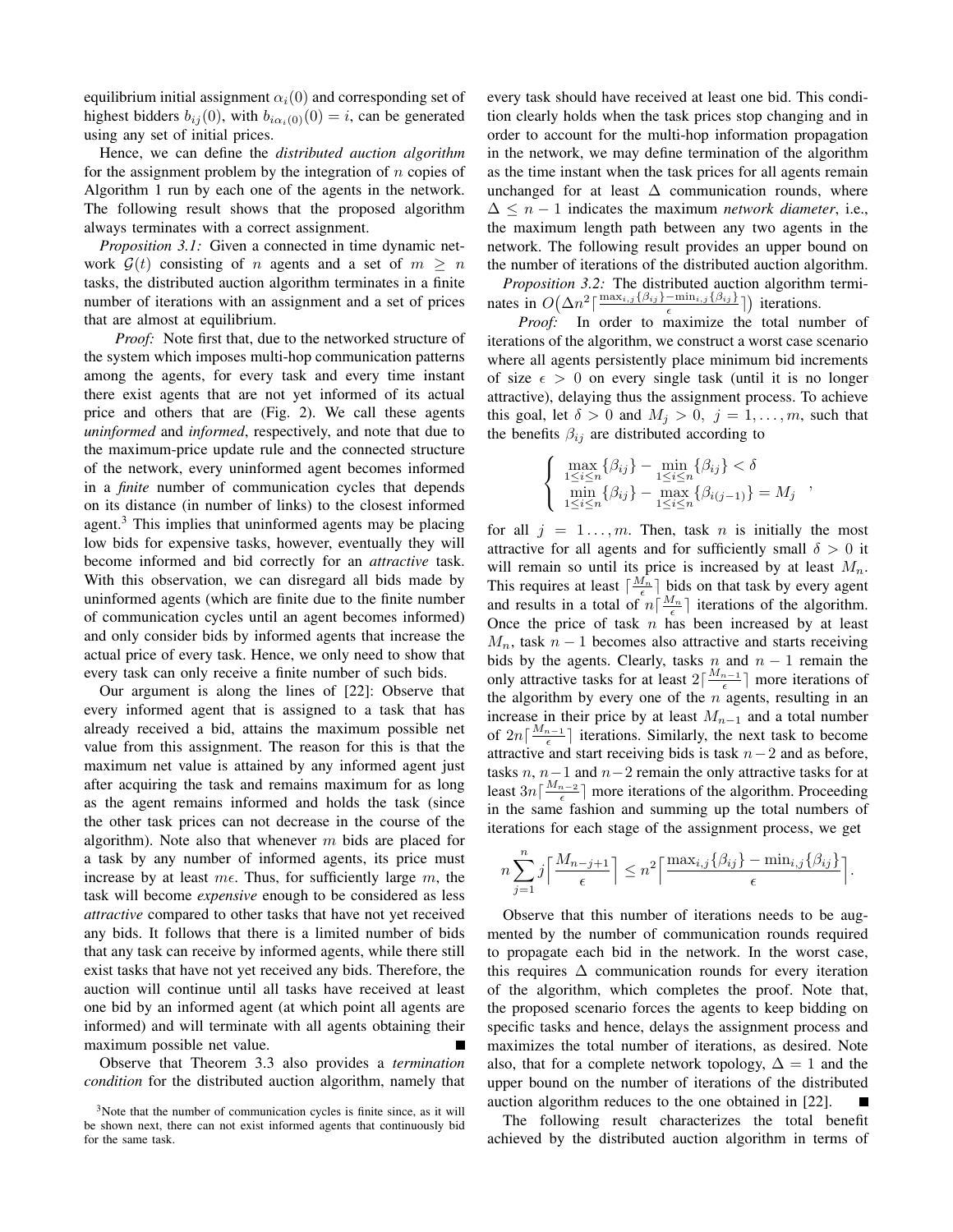equilibrium initial assignment $\alpha_i(0)$ and corresponding set of highest bidders $b_{ij}(0)$, with $b_{i\alpha_i(0)}(0) = i$, can be generated using any set of initial prices.

Hence, we can define the *distributed auction algorithm* for the assignment problem by the integration of $n$ copies of Algorithm 1 run by each one of the agents in the network. The following result shows that the proposed algorithm always terminates with a correct assignment.

*Proposition 3.1:* Given a connected in time dynamic network $\mathcal{G}(t)$ consisting of $n$ agents and a set of $m \geq n$ tasks, the distributed auction algorithm terminates in a finite number of iterations with an assignment and a set of prices that are almost at equilibrium.

*Proof:* Note first that, due to the networked structure of the system which imposes multi-hop communication patterns among the agents, for every task and every time instant there exist agents that are not yet informed of its actual price and others that are (Fig. 2). We call these agents *uninformed* and *informed*, respectively, and note that due to the maximum-price update rule and the connected structure of the network, every uninformed agent becomes informed in a *finite* number of communication cycles that depends on its distance (in number of links) to the closest informed agent.[3] This implies that uninformed agents may be placing low bids for expensive tasks, however, eventually they will become informed and bid correctly for an *attractive* task. With this observation, we can disregard all bids made by uninformed agents (which are finite due to the finite number of communication cycles until an agent becomes informed) and only consider bids by informed agents that increase the actual price of every task. Hence, we only need to show that every task can only receive a finite number of such bids.

Our argument is along the lines of [22]: Observe that every informed agent that is assigned to a task that has already received a bid, attains the maximum possible net value from this assignment. The reason for this is that the maximum net value is attained by any informed agent just after acquiring the task and remains maximum for as long as the agent remains informed and holds the task (since the other task prices can not decrease in the course of the algorithm). Note also that whenever $m$ bids are placed for a task by any number of informed agents, its price must increase by at least $m\epsilon$. Thus, for sufficiently large $m$, the task will become *expensive* enough to be considered as less *attractive* compared to other tasks that have not yet received any bids. It follows that there is a limited number of bids that any task can receive by informed agents, while there still exist tasks that have not yet received any bids. Therefore, the auction will continue until all tasks have received at least one bid by an informed agent (at which point all agents are informed) and will terminate with all agents obtaining their maximum possible net value. ∎

Observe that Theorem 3.3 also provides a *termination condition* for the distributed auction algorithm, namely that every task should have received at least one bid. This condition clearly holds when the task prices stop changing and in order to account for the multi-hop information propagation in the network, we may define termination of the algorithm as the time instant when the task prices for all agents remain unchanged for at least $\Delta$ communication rounds, where $\Delta \leq n-1$ indicates the maximum *network diameter*, i.e., the maximum length path between any two agents in the network. The following result provides an upper bound on the number of iterations of the distributed auction algorithm.

*Proposition 3.2:* The distributed auction algorithm terminates in $O\big(\Delta n^2 \lceil \frac{\max_{i,j}\{\beta_{ij}\} - \min_{i,j}\{\beta_{ij}\}}{\epsilon} \rceil\big)$ iterations.

*Proof:* In order to maximize the total number of iterations of the algorithm, we construct a worst case scenario where all agents persistently place minimum bid increments of size $\epsilon > 0$ on every single task (until it is no longer attractive), delaying thus the assignment process. To achieve this goal, let $\delta > 0$ and $M_j > 0$, $j = 1, \ldots, m$, such that the benefits $\beta_{ij}$ are distributed according to

$$\begin{cases} \max\limits_{1\leq i\leq n}\{\beta_{ij}\} - \min\limits_{1\leq i\leq n}\{\beta_{ij}\} < \delta \\ \min\limits_{1\leq i\leq n}\{\beta_{ij}\} - \max\limits_{1\leq i\leq n}\{\beta_{i(j-1)}\} = M_j \end{cases},$$

for all $j = 1 \ldots, m$. Then, task $n$ is initially the most attractive for all agents and for sufficiently small $\delta > 0$ it will remain so until its price is increased by at least $M_n$. This requires at least $\lceil \frac{M_n}{\epsilon} \rceil$ bids on that task by every agent and results in a total of $n\lceil \frac{M_n}{\epsilon} \rceil$ iterations of the algorithm. Once the price of task $n$ has been increased by at least $M_n$, task $n-1$ becomes also attractive and starts receiving bids by the agents. Clearly, tasks $n$ and $n-1$ remain the only attractive tasks for at least $2\lceil \frac{M_{n-1}}{\epsilon} \rceil$ more iterations of the algorithm by every one of the $n$ agents, resulting in an increase in their price by at least $M_{n-1}$ and a total number of $2n\lceil \frac{M_{n-1}}{\epsilon} \rceil$ iterations. Similarly, the next task to become attractive and start receiving bids is task $n-2$ and as before, tasks $n$, $n-1$ and $n-2$ remain the only attractive tasks for at least $3n\lceil \frac{M_{n-2}}{\epsilon} \rceil$ more iterations of the algorithm. Proceeding in the same fashion and summing up the total numbers of iterations for each stage of the assignment process, we get

$$n\sum_{j=1}^{n} j\Big\lceil \frac{M_{n-j+1}}{\epsilon} \Big\rceil \leq n^2 \Big\lceil \frac{\max_{i,j}\{\beta_{ij}\} - \min_{i,j}\{\beta_{ij}\}}{\epsilon} \Big\rceil.$$

Observe that this number of iterations needs to be augmented by the number of communication rounds required to propagate each bid in the network. In the worst case, this requires $\Delta$ communication rounds for every iteration of the algorithm, which completes the proof. Note that, the proposed scenario forces the agents to keep bidding on specific tasks and hence, delays the assignment process and maximizes the total number of iterations, as desired. Note also, that for a complete network topology, $\Delta = 1$ and the upper bound on the number of iterations of the distributed auction algorithm reduces to the one obtained in [22]. ∎

The following result characterizes the total benefit achieved by the distributed auction algorithm in terms of

[3] Note that the number of communication cycles is finite since, as it will be shown next, there can not exist informed agents that continuously bid for the same task.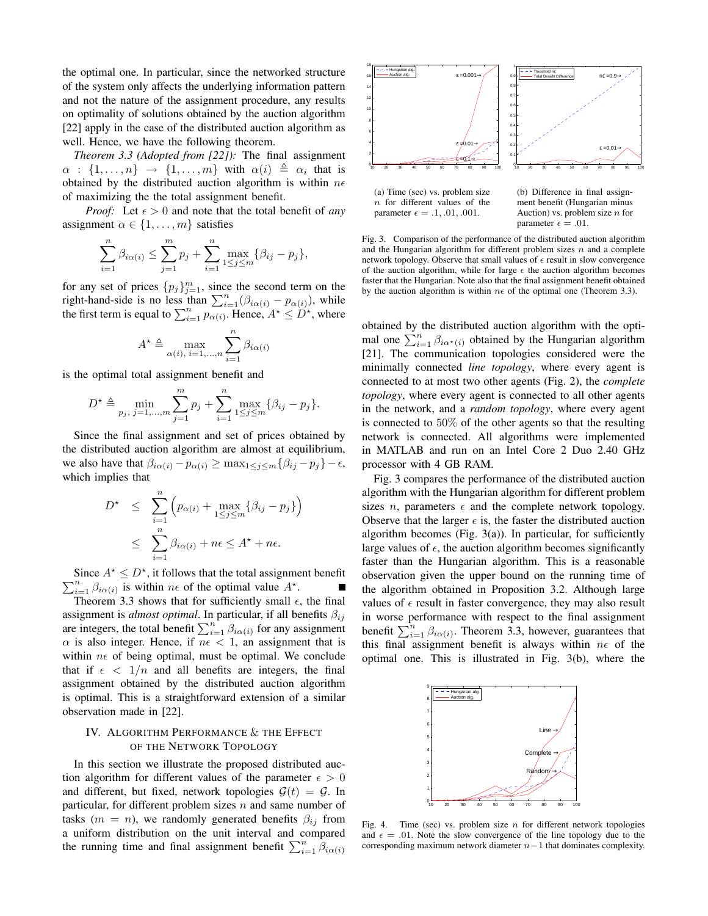the optimal one. In particular, since the networked structure of the system only affects the underlying information pattern and not the nature of the assignment procedure, any results on optimality of solutions obtained by the auction algorithm [22] apply in the case of the distributed auction algorithm as well. Hence, we have the following theorem.

*Theorem 3.3 (Adopted from [22]):* The final assignment $\alpha : \{1, \dots, n\} \to \{1, \dots, m\}$ with $\alpha(i) \triangleq \alpha_i$ that is obtained by the distributed auction algorithm is within $n\epsilon$ of maximizing the the total assignment benefit.

*Proof:* Let $\epsilon > 0$ and note that the total benefit of *any* assignment $\alpha \in \{1, \dots, m\}$ satisfies

$$\sum_{i=1}^{n} \beta_{i\alpha(i)} \leq \sum_{j=1}^{m} p_j + \sum_{i=1}^{n} \max_{1 \leq j \leq m} \{\beta_{ij} - p_j\},$$

for any set of prices $\{p_j\}_{j=1}^m$, since the second term on the right-hand-side is no less than $\sum_{i=1}^n (\beta_{i\alpha(i)} - p_{\alpha(i)})$, while the first term is equal to $\sum_{i=1}^n p_{\alpha(i)}$. Hence, $A^\star \leq D^\star$, where

$$A^\star \triangleq \max_{\alpha(i),\, i=1,\dots,n} \sum_{i=1}^{n} \beta_{i\alpha(i)}$$

is the optimal total assignment benefit and

$$D^\star \triangleq \min_{p_j,\, j=1,\dots,m} \sum_{j=1}^{m} p_j + \sum_{i=1}^{n} \max_{1 \leq j \leq m} \{\beta_{ij} - p_j\}.$$

Since the final assignment and set of prices obtained by the distributed auction algorithm are almost at equilibrium, we also have that $\beta_{i\alpha(i)} - p_{\alpha(i)} \geq \max_{1 \leq j \leq m}\{\beta_{ij} - p_j\} - \epsilon$, which implies that

$$\begin{aligned} D^\star &\leq \sum_{i=1}^{n} \Big( p_{\alpha(i)} + \max_{1 \leq j \leq m} \{\beta_{ij} - p_j\} \Big) \\ &\leq \sum_{i=1}^{n} \beta_{i\alpha(i)} + n\epsilon \leq A^\star + n\epsilon. \end{aligned}$$

Since $A^\star \leq D^\star$, it follows that the total assignment benefit $\sum_{i=1}^n \beta_{i\alpha(i)}$ is within $n\epsilon$ of the optimal value $A^\star$. ∎

Theorem 3.3 shows that for sufficiently small $\epsilon$, the final assignment is *almost optimal*. In particular, if all benefits $\beta_{ij}$ are integers, the total benefit $\sum_{i=1}^n \beta_{i\alpha(i)}$ for any assignment $\alpha$ is also integer. Hence, if $n\epsilon < 1$, an assignment that is within $n\epsilon$ of being optimal, must be optimal. We conclude that if $\epsilon < 1/n$ and all benefits are integers, the final assignment obtained by the distributed auction algorithm is optimal. This is a straightforward extension of a similar observation made in [22].

## IV. Algorithm Performance & the Effect of the Network Topology

In this section we illustrate the proposed distributed auction algorithm for different values of the parameter $\epsilon > 0$ and different, but fixed, network topologies $\mathcal{G}(t) = \mathcal{G}$. In particular, for different problem sizes $n$ and same number of tasks ($m = n$), we randomly generated benefits $\beta_{ij}$ from a uniform distribution on the unit interval and compared the running time and final assignment benefit $\sum_{i=1}^n \beta_{i\alpha(i)}$ obtained by the distributed auction algorithm with the optimal one $\sum_{i=1}^n \beta_{i\alpha^\star(i)}$ obtained by the Hungarian algorithm [21]. The communication topologies considered were the minimally connected *line topology*, where every agent is connected to at most two other agents (Fig. 2), the *complete topology*, where every agent is connected to all other agents in the network, and a *random topology*, where every agent is connected to 50% of the other agents so that the resulting network is connected. All algorithms were implemented in MATLAB and run on an Intel Core 2 Duo 2.40 GHz processor with 4 GB RAM.

Fig. 3 compares the performance of the distributed auction algorithm with the Hungarian algorithm for different problem sizes $n$, parameters $\epsilon$ and the complete network topology. Observe that the larger $\epsilon$ is, the faster the distributed auction algorithm becomes (Fig. 3(a)). In particular, for sufficiently large values of $\epsilon$, the auction algorithm becomes significantly faster than the Hungarian algorithm. This is a reasonable observation given the upper bound on the running time of the algorithm obtained in Proposition 3.2. Although large values of $\epsilon$ result in faster convergence, they may also result in worse performance with respect to the final assignment benefit $\sum_{i=1}^n \beta_{i\alpha(i)}$. Theorem 3.3, however, guarantees that this final assignment benefit is always within $n\epsilon$ of the optimal one. This is illustrated in Fig. 3(b), where the

(a) Time (sec) vs. problem size $n$ for different values of the parameter $\epsilon = .1, .01, .001$.

(b) Difference in final assignment benefit (Hungarian minus Auction) vs. problem size $n$ for parameter $\epsilon = .01$.

Fig. 3. Comparison of the performance of the distributed auction algorithm and the Hungarian algorithm for different problem sizes $n$ and a complete network topology. Observe that small values of $\epsilon$ result in slow convergence of the auction algorithm, while for large $\epsilon$ the auction algorithm becomes faster that the Hungarian. Note also that the final assignment benefit obtained by the auction algorithm is within $n\epsilon$ of the optimal one (Theorem 3.3).

Fig. 4. Time (sec) vs. problem size $n$ for different network topologies and $\epsilon = .01$. Note the slow convergence of the line topology due to the corresponding maximum network diameter $n-1$ that dominates complexity.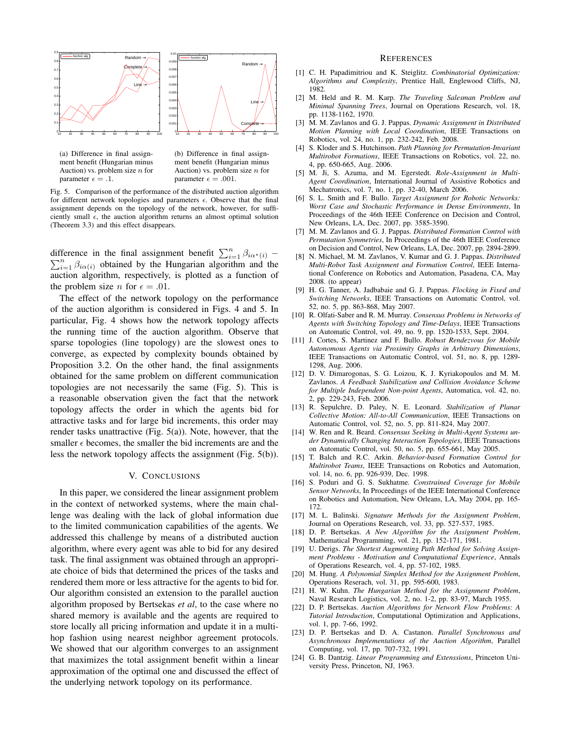Auction alg.

Random →

Complete →

Line →

0.9 0.8 0.7 0.6 0.5 0.4 0.3 0.2 0.1 0

10 20 30 40 50 60 70 80 90 100

(a) Difference in final assignment benefit (Hungarian minus Auction) vs. problem size $n$ for parameter $\epsilon = .1$.

Auction alg.

Random →

Line →

Complete →

0.01 0.009 0.008 0.007 0.006 0.005 0.004 0.003 0.002 0.001 0

10 20 30 40 50 60 70 80 90 100

(b) Difference in final assignment benefit (Hungarian minus Auction) vs. problem size $n$ for parameter $\epsilon = .001$.

Fig. 5. Comparison of the performance of the distributed auction algorithm for different network topologies and parameters $\epsilon$. Observe that the final assignment depends on the topology of the network, however, for sufficiently small $\epsilon$, the auction algorithm returns an almost optimal solution (Theorem 3.3) and this effect disappears.

difference in the final assignment benefit $\sum_{i=1}^{n} \beta_{i\alpha^\star(i)} - \sum_{i=1}^{n} \beta_{i\alpha(i)}$ obtained by the Hungarian algorithm and the auction algorithm, respectively, is plotted as a function of the problem size $n$ for $\epsilon = .01$.

The effect of the network topology on the performance of the auction algorithm is considered in Figs. 4 and 5. In particular, Fig. 4 shows how the network topology affects the running time of the auction algorithm. Observe that sparse topologies (line topology) are the slowest ones to converge, as expected by complexity bounds obtained by Proposition 3.2. On the other hand, the final assignments obtained for the same problem on different communication topologies are not necessarily the same (Fig. 5). This is a reasonable observation given the fact that the network topology affects the order in which the agents bid for attractive tasks and for large bid increments, this order may render tasks unattractive (Fig. 5(a)). Note, however, that the smaller $\epsilon$ becomes, the smaller the bid increments are and the less the network topology affects the assignment (Fig. 5(b)).

## V. Conclusions

In this paper, we considered the linear assignment problem in the context of networked systems, where the main challenge was dealing with the lack of global information due to the limited communication capabilities of the agents. We addressed this challenge by means of a distributed auction algorithm, where every agent was able to bid for any desired task. The final assignment was obtained through an appropriate choice of bids that determined the prices of the tasks and rendered them more or less attractive for the agents to bid for. Our algorithm consisted an extension to the parallel auction algorithm proposed by Bertsekas *et al*, to the case where no shared memory is available and the agents are required to store locally all pricing information and update it in a multi-hop fashion using nearest neighbor agreement protocols. We showed that our algorithm converges to an assignment that maximizes the total assignment benefit within a linear approximation of the optimal one and discussed the effect of the underlying network topology on its performance.

## References

[1] C. H. Papadimitriou and K. Steiglitz. *Combinatorial Optimization: Algorithms and Complexity*, Prentice Hall, Englewood Cliffs, NJ, 1982.

[2] M. Held and R. M. Karp. *The Traveling Salesman Problem and Minimal Spanning Trees*, Journal on Operations Research, vol. 18, pp. 1138-1162, 1970.

[3] M. M. Zavlanos and G. J. Pappas. *Dynamic Assignment in Distributed Motion Planning with Local Coordination*, IEEE Transactions on Robotics, vol. 24, no. 1, pp. 232-242, Feb. 2008.

[4] S. Kloder and S. Hutchinson. *Path Planning for Permutation-Invariant Multirobot Formations*, IEEE Transactions on Robotics, vol. 22, no. 4, pp. 650-665, Aug. 2006.

[5] M. Ji, S. Azuma, and M. Egerstedt. *Role-Assignment in Multi-Agent Coordination*, International Journal of Assistive Robotics and Mechatronics, vol. 7, no. 1, pp. 32-40, March 2006.

[6] S. L. Smith and F. Bullo. *Target Assignment for Robotic Networks: Worst Case and Stochastic Performance in Dense Environments*, In Proceedings of the 46th IEEE Conference on Decision and Control, New Orleans, LA, Dec. 2007, pp. 3585-3590.

[7] M. M. Zavlanos and G. J. Pappas. *Distributed Formation Control with Permutation Symmetries*, In Proceedings of the 46th IEEE Conference on Decision and Control, New Orleans, LA, Dec. 2007, pp. 2894-2899.

[8] N. Michael, M. M. Zavlanos, V. Kumar and G. J. Pappas. *Distributed Multi-Robot Task Assignment and Formation Control*, IEEE International Conference on Robotics and Automation, Pasadena, CA, May 2008. (to appear)

[9] H. G. Tanner, A. Jadbabaie and G. J. Pappas. *Flocking in Fixed and Switching Networks*, IEEE Transactions on Automatic Control, vol. 52, no. 5, pp. 863-868, May 2007.

[10] R. Olfati-Saber and R. M. Murray. *Consensus Problems in Networks of Agents with Switching Topology and Time-Delays*, IEEE Transactions on Automatic Control, vol. 49, no. 9, pp. 1520-1533, Sept. 2004.

[11] J. Cortes, S. Martinez and F. Bullo. *Robust Rendezvous for Mobile Autonomous Agents via Proximity Graphs in Arbitrary Dimensions*, IEEE Transactions on Automatic Control, vol. 51, no. 8, pp. 1289-1298, Aug. 2006.

[12] D. V. Dimarogonas, S. G. Loizou, K. J. Kyriakopoulos and M. M. Zavlanos. *A Feedback Stabilization and Collision Avoidance Scheme for Multiple Independent Non-point Agents*, Automatica, vol. 42, no. 2, pp. 229-243, Feb. 2006.

[13] R. Sepulchre, D. Paley, N. E. Leonard. *Stabilization of Planar Collective Motion: All-to-All Communication*, IEEE Transactions on Automatic Control, vol. 52, no. 5, pp. 811-824, May 2007.

[14] W. Ren and R. Beard. *Consensus Seeking in Multi-Agent Systems under Dynamically Changing Interaction Topologies*, IEEE Transactions on Automatic Control, vol. 50, no. 5, pp. 655-661, May 2005.

[15] T. Balch and R.C. Arkin. *Behavior-based Formation Control for Multirobot Teams*, IEEE Transactions on Robotics and Automation, vol. 14, no. 6, pp. 926-939, Dec. 1998.

[16] S. Poduri and G. S. Sukhatme. *Constrained Coverage for Mobile Sensor Networks*, In Proceedings of the IEEE International Conference on Robotics and Automation, New Orleans, LA, May 2004, pp. 165-172.

[17] M. L. Balinski. *Signature Methods for the Assignment Problem*, Journal on Operations Research, vol. 33, pp. 527-537, 1985.

[18] D. P. Bertsekas. *A New Algorithm for the Assignment Problem*, Mathematical Programming, vol. 21, pp. 152-171, 1981.

[19] U. Derigs. *The Shortest Augmenting Path Method for Solving Assignment Problems - Motivation and Computational Experience*, Annals of Operations Research, vol. 4, pp. 57-102, 1985.

[20] M. Hung. *A Polynomial Simplex Method for the Assignment Problem*, Operations Reserach, vol. 31, pp. 595-600, 1983.

[21] H. W. Kuhn. *The Hungarian Method for the Assignment Problem*, Naval Research Logistics, vol. 2, no. 1-2, pp. 83-97, March 1955.

[22] D. P. Bertsekas. *Auction Algorithms for Network Flow Problems: A Tutorial Introduction*, Computational Optimization and Applications, vol. 1, pp. 7-66, 1992.

[23] D. P. Bertsekas and D. A. Castanon. *Parallel Synchronous and Asynchronous Implementations of the Auction Algorithm*, Parallel Computing, vol. 17, pp. 707-732, 1991.

[24] G. B. Dantzig. *Linear Programming and Extenssions*, Princeton University Press, Princeton, NJ, 1963.